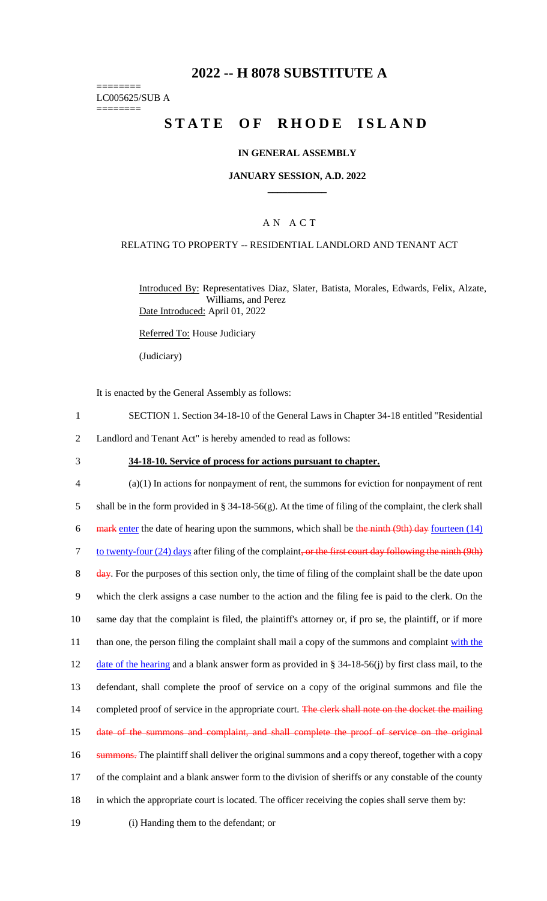# 2022 -- H 8078 SUBSTITUTE A

========
LC005625/SUB A
========

# STATE OF RHODE ISLAND

## IN GENERAL ASSEMBLY

## JANUARY SESSION, A.D. 2022

____________

## A N A C T

RELATING TO PROPERTY -- RESIDENTIAL LANDLORD AND TENANT ACT

Introduced By: Representatives Diaz, Slater, Batista, Morales, Edwards, Felix, Alzate, Williams, and Perez

Date Introduced: April 01, 2022

Referred To: House Judiciary

(Judiciary)

It is enacted by the General Assembly as follows:

1 SECTION 1. Section 34-18-10 of the General Laws in Chapter 34-18 entitled "Residential
2 Landlord and Tenant Act" is hereby amended to read as follows:

3 **34-18-10. Service of process for actions pursuant to chapter.**

4 (a)(1) In actions for nonpayment of rent, the summons for eviction for nonpayment of rent
5 shall be in the form provided in § 34-18-56(g). At the time of filing of the complaint, the clerk shall
6 ~~mark~~ enter the date of hearing upon the summons, which shall be ~~the ninth (9th) day~~ fourteen (14)
7 to twenty-four (24) days after filing of the complaint~~, or the first court day following the ninth (9th)~~
8 ~~day~~. For the purposes of this section only, the time of filing of the complaint shall be the date upon
9 which the clerk assigns a case number to the action and the filing fee is paid to the clerk. On the
10 same day that the complaint is filed, the plaintiff's attorney or, if pro se, the plaintiff, or if more
11 than one, the person filing the complaint shall mail a copy of the summons and complaint with the
12 date of the hearing and a blank answer form as provided in § 34-18-56(j) by first class mail, to the
13 defendant, shall complete the proof of service on a copy of the original summons and file the
14 completed proof of service in the appropriate court. ~~The clerk shall note on the docket the mailing~~
15 ~~date of the summons and complaint, and shall complete the proof of service on the original~~
16 ~~summons.~~ The plaintiff shall deliver the original summons and a copy thereof, together with a copy
17 of the complaint and a blank answer form to the division of sheriffs or any constable of the county
18 in which the appropriate court is located. The officer receiving the copies shall serve them by:
19 (i) Handing them to the defendant; or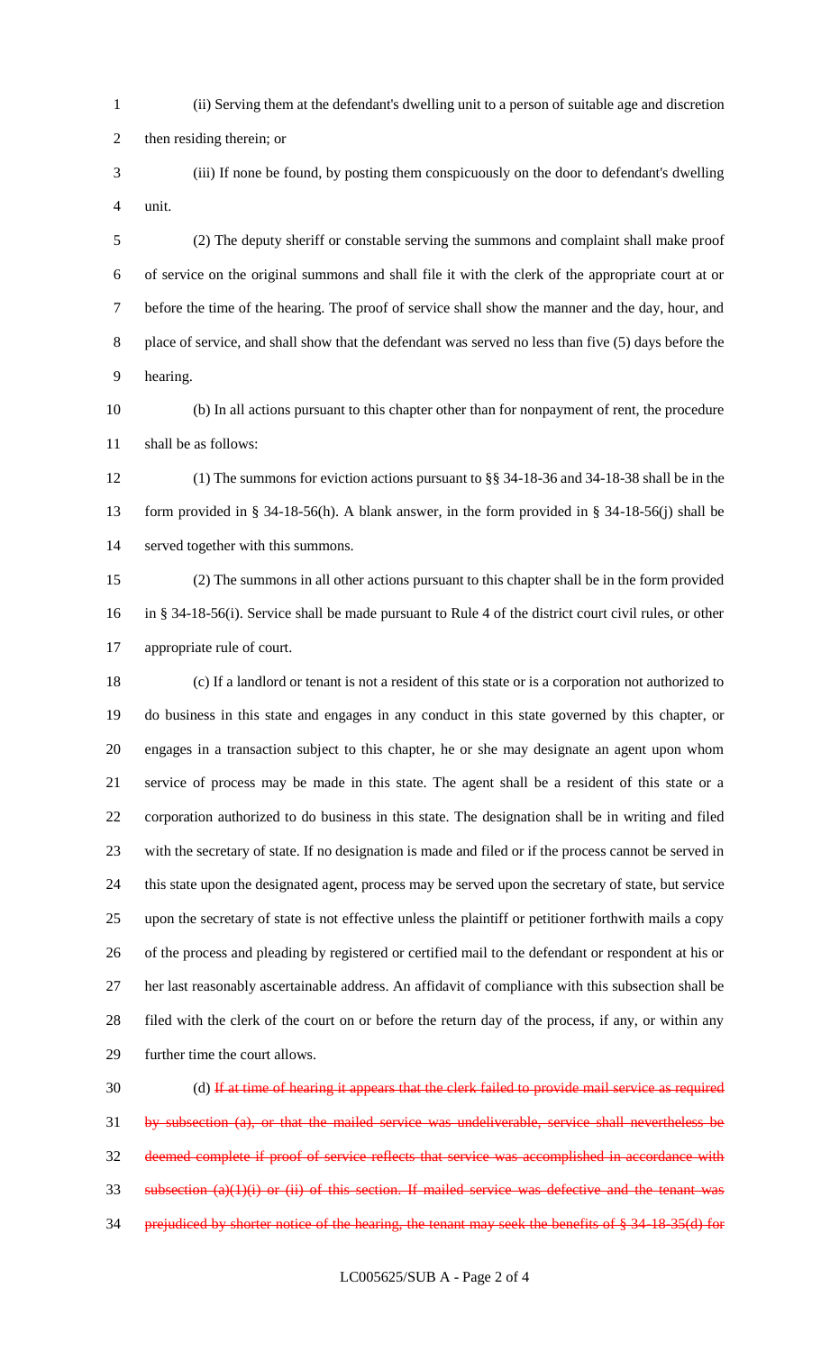(ii) Serving them at the defendant's dwelling unit to a person of suitable age and discretion then residing therein; or

(iii) If none be found, by posting them conspicuously on the door to defendant's dwelling unit.

(2) The deputy sheriff or constable serving the summons and complaint shall make proof of service on the original summons and shall file it with the clerk of the appropriate court at or before the time of the hearing. The proof of service shall show the manner and the day, hour, and place of service, and shall show that the defendant was served no less than five (5) days before the hearing.

(b) In all actions pursuant to this chapter other than for nonpayment of rent, the procedure shall be as follows:

(1) The summons for eviction actions pursuant to §§ 34-18-36 and 34-18-38 shall be in the form provided in § 34-18-56(h). A blank answer, in the form provided in § 34-18-56(j) shall be served together with this summons.

(2) The summons in all other actions pursuant to this chapter shall be in the form provided in § 34-18-56(i). Service shall be made pursuant to Rule 4 of the district court civil rules, or other appropriate rule of court.

(c) If a landlord or tenant is not a resident of this state or is a corporation not authorized to do business in this state and engages in any conduct in this state governed by this chapter, or engages in a transaction subject to this chapter, he or she may designate an agent upon whom service of process may be made in this state. The agent shall be a resident of this state or a corporation authorized to do business in this state. The designation shall be in writing and filed with the secretary of state. If no designation is made and filed or if the process cannot be served in this state upon the designated agent, process may be served upon the secretary of state, but service upon the secretary of state is not effective unless the plaintiff or petitioner forthwith mails a copy of the process and pleading by registered or certified mail to the defendant or respondent at his or her last reasonably ascertainable address. An affidavit of compliance with this subsection shall be filed with the clerk of the court on or before the return day of the process, if any, or within any further time the court allows.

(d) ~~If at time of hearing it appears that the clerk failed to provide mail service as required by subsection (a), or that the mailed service was undeliverable, service shall nevertheless be deemed complete if proof of service reflects that service was accomplished in accordance with subsection (a)(1)(i) or (ii) of this section. If mailed service was defective and the tenant was prejudiced by shorter notice of the hearing, the tenant may seek the benefits of § 34-18-35(d) for~~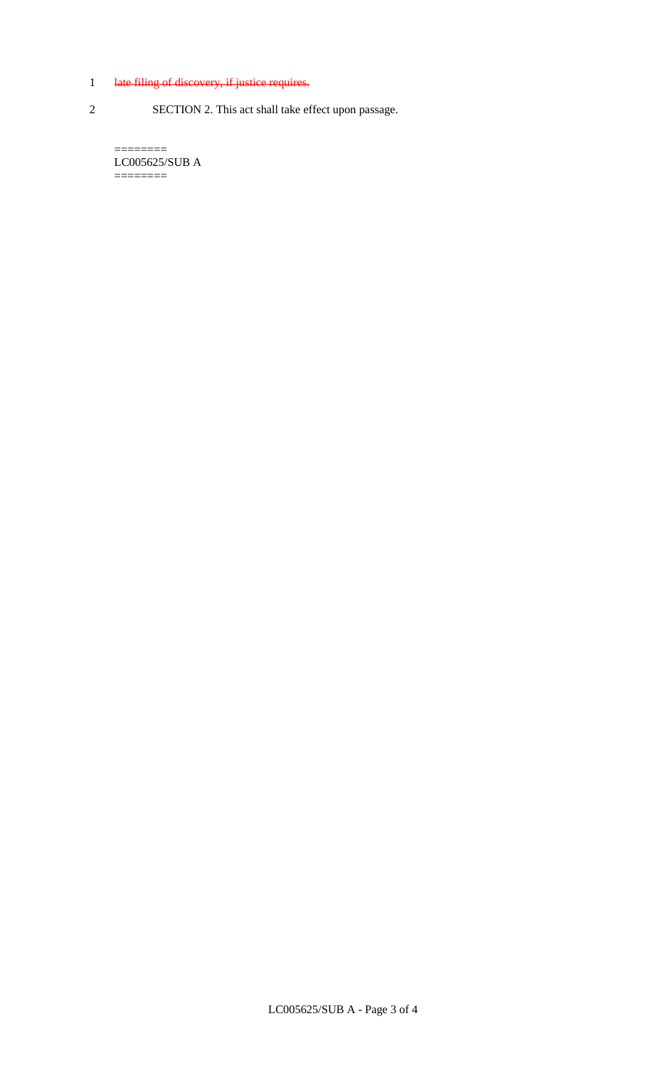1 ~~late filing of discovery, if justice requires.~~

2 SECTION 2. This act shall take effect upon passage.

========
LC005625/SUB A
========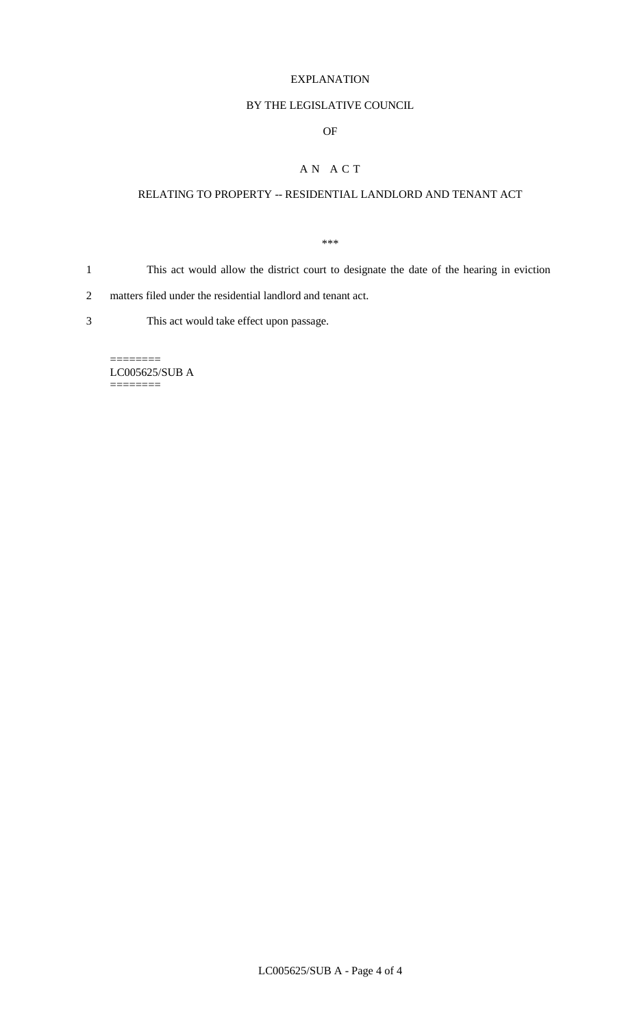EXPLANATION

BY THE LEGISLATIVE COUNCIL

OF

A N A C T

RELATING TO PROPERTY -- RESIDENTIAL LANDLORD AND TENANT ACT

\*\*\*

1 This act would allow the district court to designate the date of the hearing in eviction
2 matters filed under the residential landlord and tenant act.
3 This act would take effect upon passage.

========
LC005625/SUB A
========